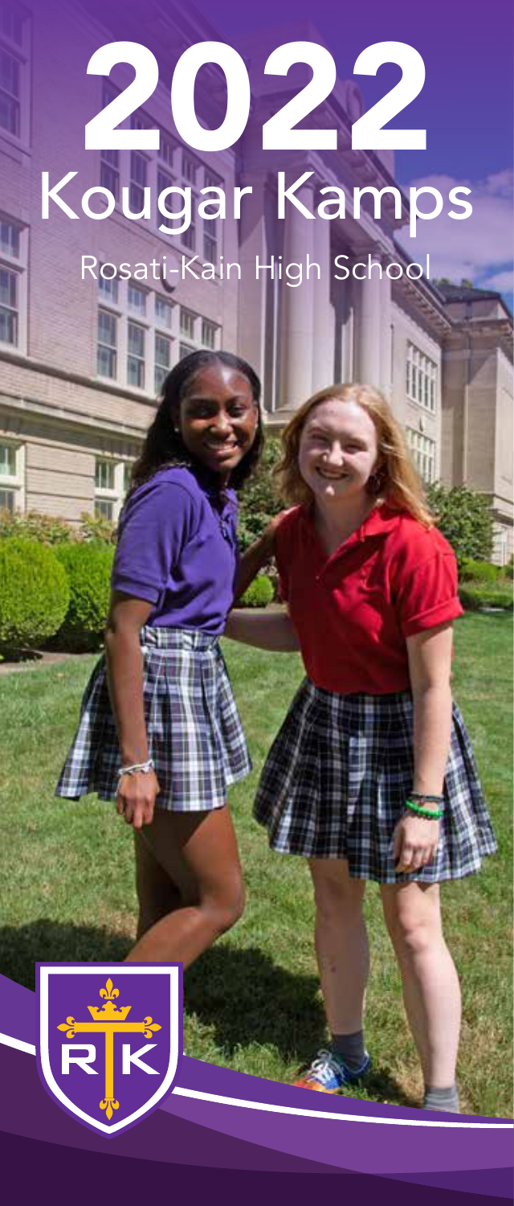# 2022
# Kougar Kamps
## Rosati-Kain High School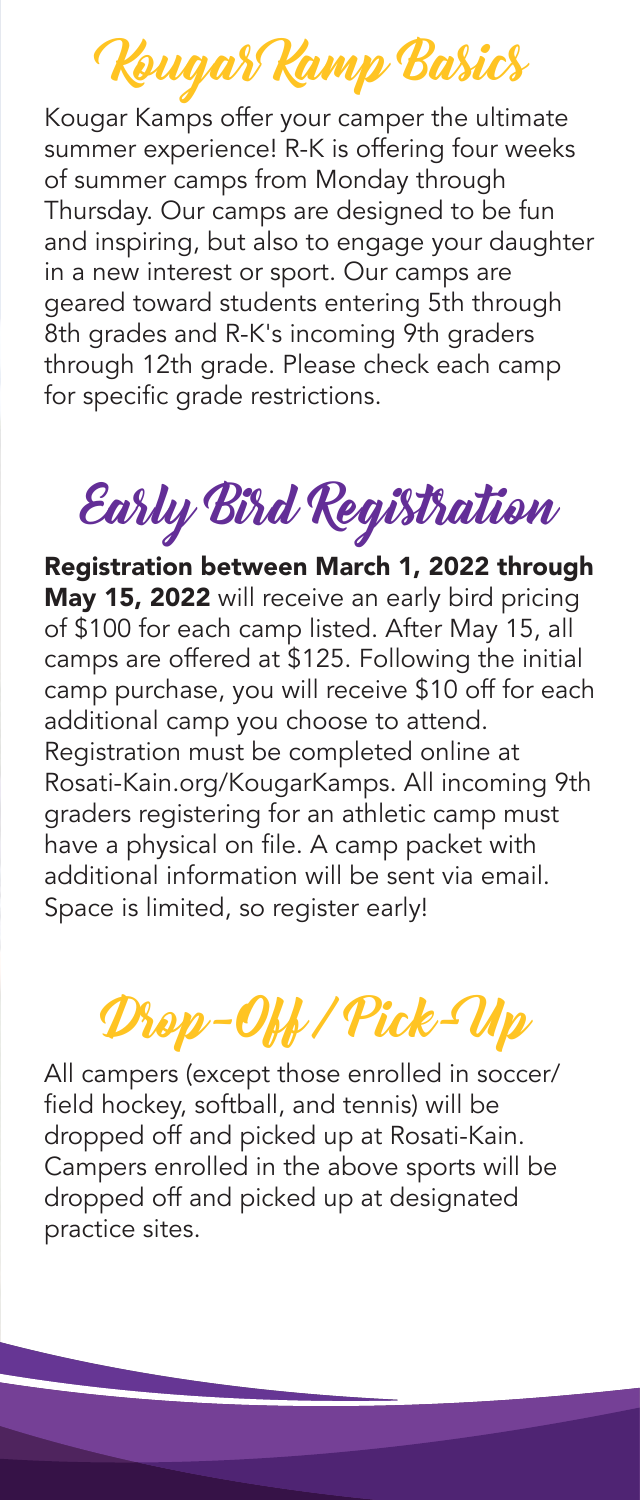# Kougar Kamp Basics

Kougar Kamps offer your camper the ultimate summer experience! R-K is offering four weeks of summer camps from Monday through Thursday. Our camps are designed to be fun and inspiring, but also to engage your daughter in a new interest or sport. Our camps are geared toward students entering 5th through 8th grades and R-K's incoming 9th graders through 12th grade. Please check each camp for specific grade restrictions.

# Early Bird Registration

**Registration between March 1, 2022 through May 15, 2022** will receive an early bird pricing of $100 for each camp listed. After May 15, all camps are offered at $125. Following the initial camp purchase, you will receive $10 off for each additional camp you choose to attend. Registration must be completed online at Rosati-Kain.org/KougarKamps. All incoming 9th graders registering for an athletic camp must have a physical on file. A camp packet with additional information will be sent via email. Space is limited, so register early!

# Drop-Off / Pick-Up

All campers (except those enrolled in soccer/field hockey, softball, and tennis) will be dropped off and picked up at Rosati-Kain. Campers enrolled in the above sports will be dropped off and picked up at designated practice sites.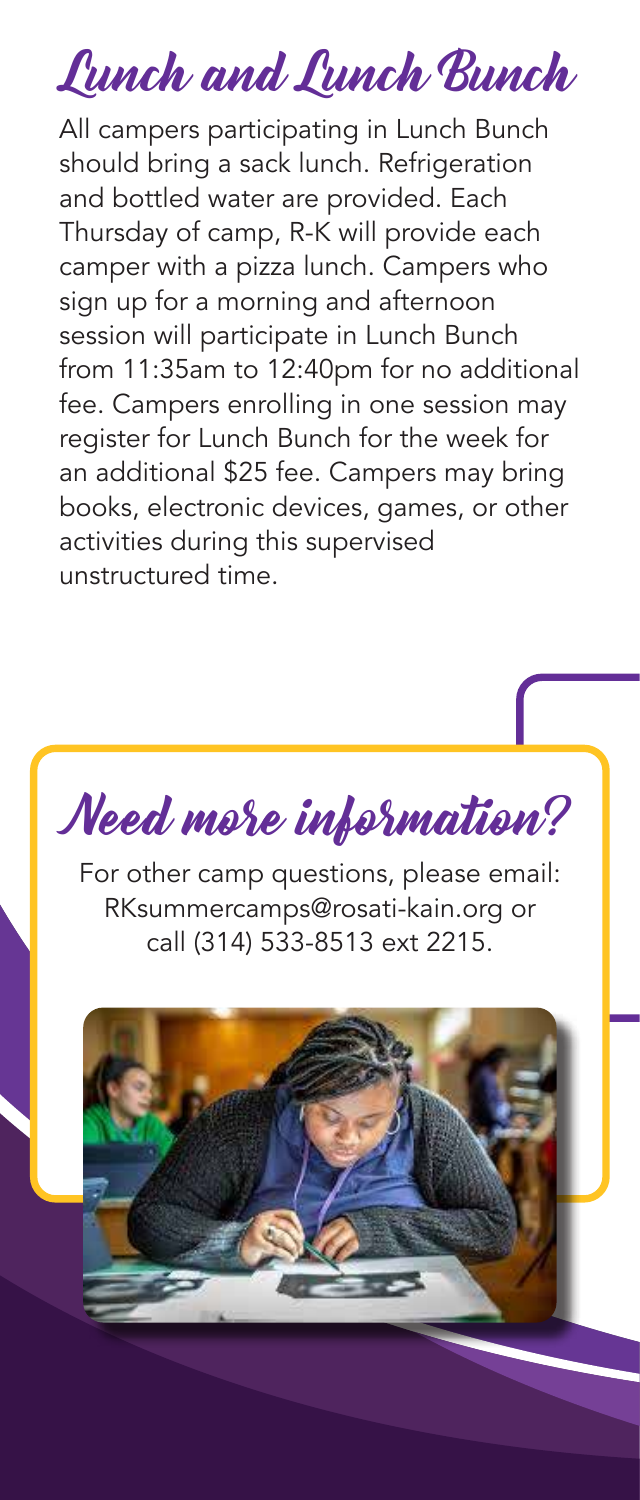# Lunch and Lunch Bunch

All campers participating in Lunch Bunch should bring a sack lunch. Refrigeration and bottled water are provided. Each Thursday of camp, R-K will provide each camper with a pizza lunch. Campers who sign up for a morning and afternoon session will participate in Lunch Bunch from 11:35am to 12:40pm for no additional fee. Campers enrolling in one session may register for Lunch Bunch for the week for an additional $25 fee. Campers may bring books, electronic devices, games, or other activities during this supervised unstructured time.

## Need more information?

For other camp questions, please email: RKsummercamps@rosati-kain.org or call (314) 533-8513 ext 2215.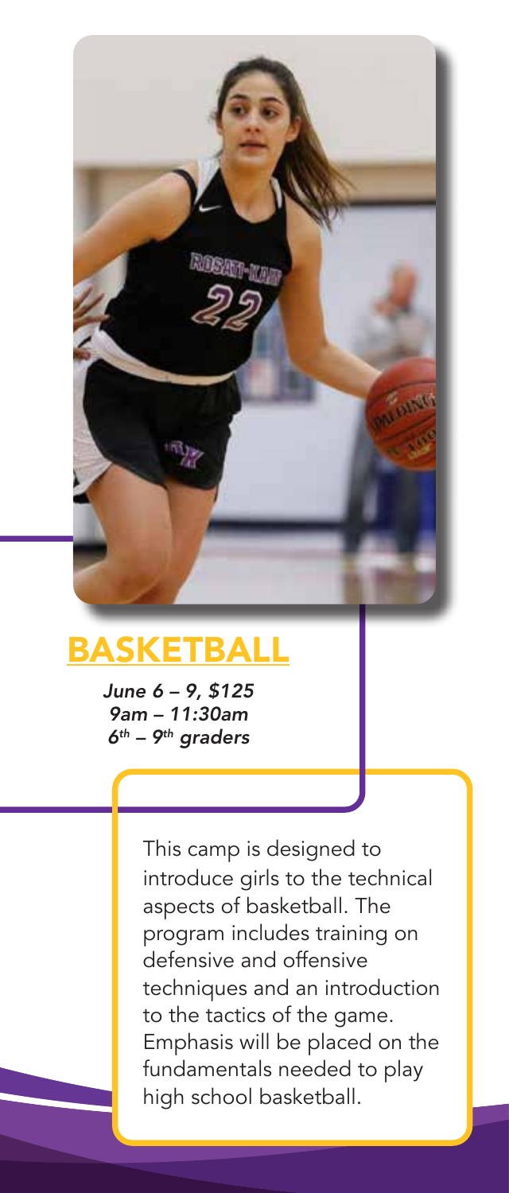## BASKETBALL

*June 6 – 9, $125*
*9am – 11:30am*
*6th – 9th graders*

This camp is designed to introduce girls to the technical aspects of basketball. The program includes training on defensive and offensive techniques and an introduction to the tactics of the game. Emphasis will be placed on the fundamentals needed to play high school basketball.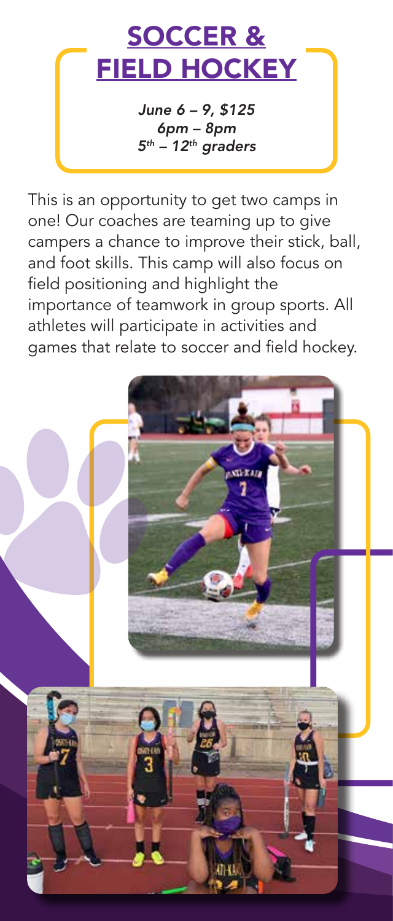# SOCCER & FIELD HOCKEY

*June 6 – 9, $125*
*6pm – 8pm*
*5th – 12th graders*

This is an opportunity to get two camps in one! Our coaches are teaming up to give campers a chance to improve their stick, ball, and foot skills. This camp will also focus on field positioning and highlight the importance of teamwork in group sports. All athletes will participate in activities and games that relate to soccer and field hockey.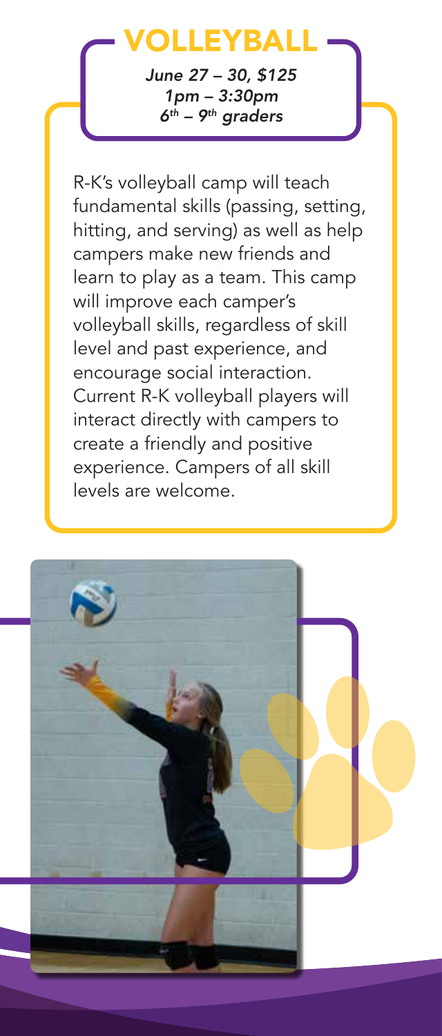# VOLLEYBALL

*June 27 – 30, $125*
*1pm – 3:30pm*
*6th – 9th graders*

R-K's volleyball camp will teach fundamental skills (passing, setting, hitting, and serving) as well as help campers make new friends and learn to play as a team. This camp will improve each camper's volleyball skills, regardless of skill level and past experience, and encourage social interaction. Current R-K volleyball players will interact directly with campers to create a friendly and positive experience. Campers of all skill levels are welcome.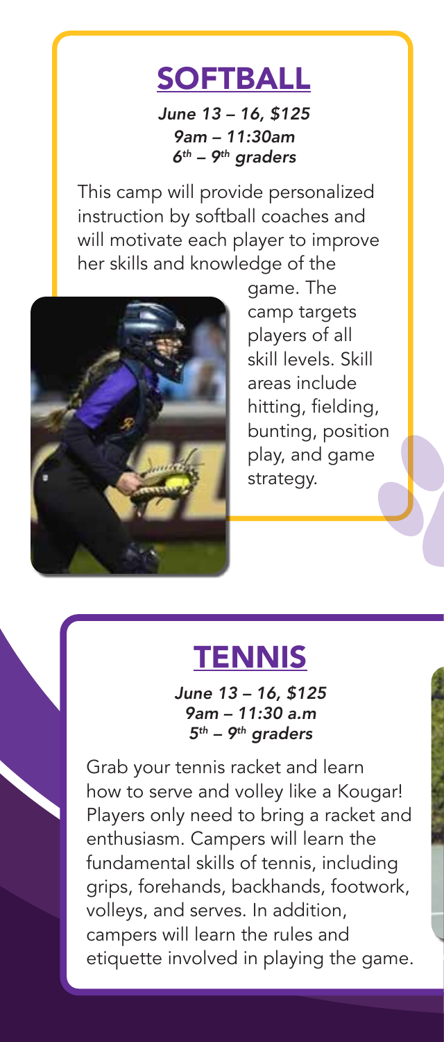## SOFTBALL

*June 13 – 16, $125*
*9am – 11:30am*
*6th – 9th graders*

This camp will provide personalized instruction by softball coaches and will motivate each player to improve her skills and knowledge of the game. The camp targets players of all skill levels. Skill areas include hitting, fielding, bunting, position play, and game strategy.

## TENNIS

*June 13 – 16, $125*
*9am – 11:30 a.m*
*5th – 9th graders*

Grab your tennis racket and learn how to serve and volley like a Kougar! Players only need to bring a racket and enthusiasm. Campers will learn the fundamental skills of tennis, including grips, forehands, backhands, footwork, volleys, and serves. In addition, campers will learn the rules and etiquette involved in playing the game.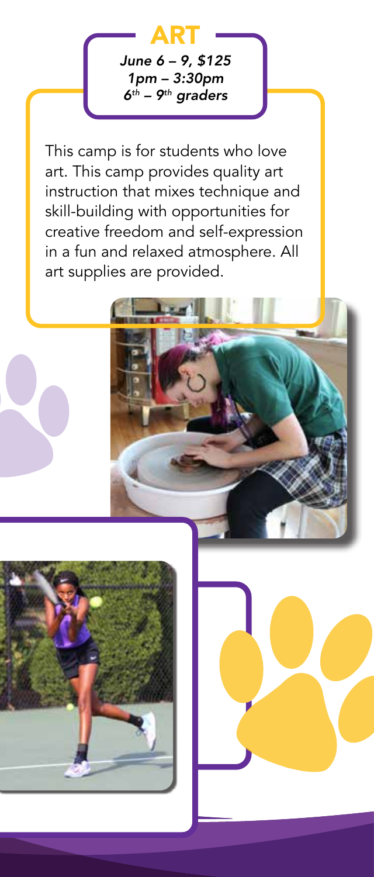# ART

*June 6 – 9, $125*
*1pm – 3:30pm*
*6th – 9th graders*

This camp is for students who love art. This camp provides quality art instruction that mixes technique and skill-building with opportunities for creative freedom and self-expression in a fun and relaxed atmosphere. All art supplies are provided.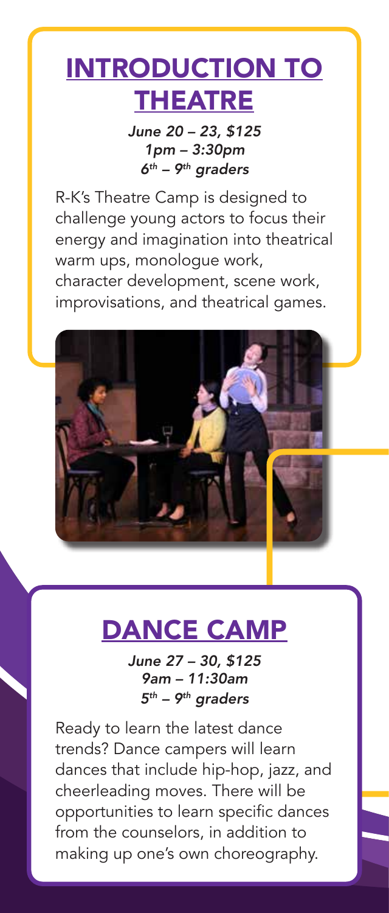## INTRODUCTION TO THEATRE

*June 20 – 23, $125*
*1pm – 3:30pm*
*6th – 9th graders*

R-K's Theatre Camp is designed to challenge young actors to focus their energy and imagination into theatrical warm ups, monologue work, character development, scene work, improvisations, and theatrical games.

## DANCE CAMP

*June 27 – 30, $125*
*9am – 11:30am*
*5th – 9th graders*

Ready to learn the latest dance trends? Dance campers will learn dances that include hip-hop, jazz, and cheerleading moves. There will be opportunities to learn specific dances from the counselors, in addition to making up one's own choreography.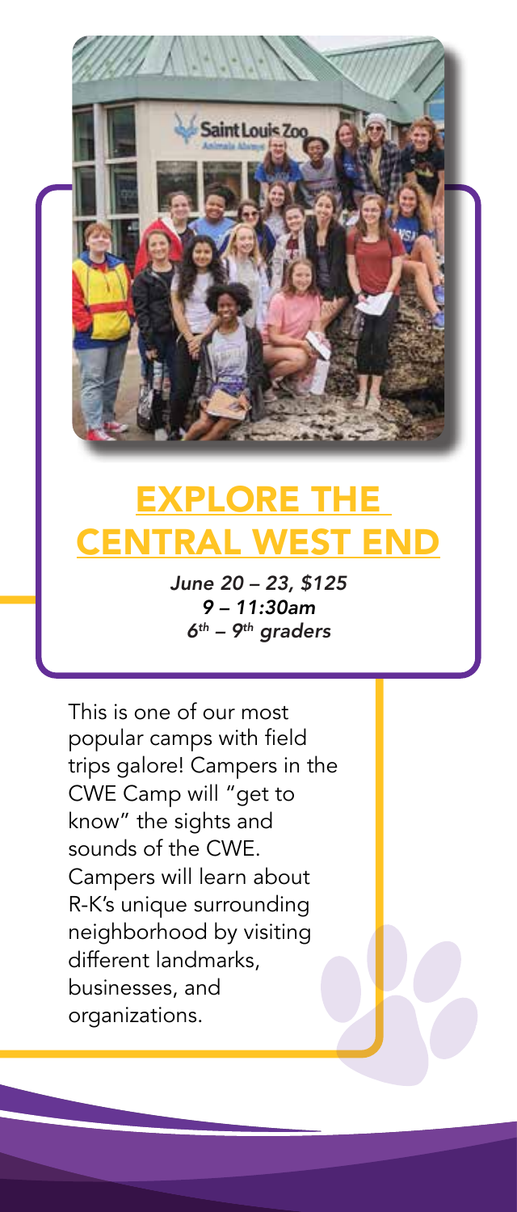# EXPLORE THE CENTRAL WEST END

*June 20 – 23, $125*
*9 – 11:30am*
*6th – 9th graders*

This is one of our most popular camps with field trips galore! Campers in the CWE Camp will "get to know" the sights and sounds of the CWE. Campers will learn about R-K's unique surrounding neighborhood by visiting different landmarks, businesses, and organizations.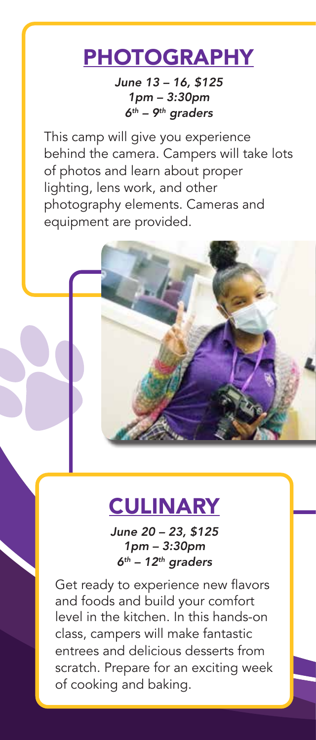## PHOTOGRAPHY

*June 13 – 16, $125*
*1pm – 3:30pm*
*6th – 9th graders*

This camp will give you experience behind the camera. Campers will take lots of photos and learn about proper lighting, lens work, and other photography elements. Cameras and equipment are provided.

## CULINARY

*June 20 – 23, $125*
*1pm – 3:30pm*
*6th – 12th graders*

Get ready to experience new flavors and foods and build your comfort level in the kitchen. In this hands-on class, campers will make fantastic entrees and delicious desserts from scratch. Prepare for an exciting week of cooking and baking.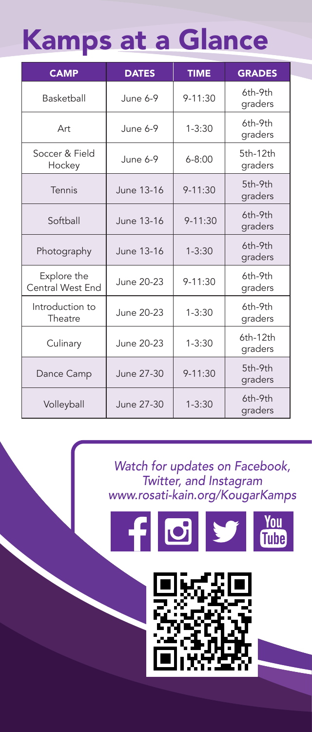# Kamps at a Glance

| CAMP | DATES | TIME | GRADES |
|---|---|---|---|
| Basketball | June 6-9 | 9-11:30 | 6th-9th graders |
| Art | June 6-9 | 1-3:30 | 6th-9th graders |
| Soccer & Field Hockey | June 6-9 | 6-8:00 | 5th-12th graders |
| Tennis | June 13-16 | 9-11:30 | 5th-9th graders |
| Softball | June 13-16 | 9-11:30 | 6th-9th graders |
| Photography | June 13-16 | 1-3:30 | 6th-9th graders |
| Explore the Central West End | June 20-23 | 9-11:30 | 6th-9th graders |
| Introduction to Theatre | June 20-23 | 1-3:30 | 6th-9th graders |
| Culinary | June 20-23 | 1-3:30 | 6th-12th graders |
| Dance Camp | June 27-30 | 9-11:30 | 5th-9th graders |
| Volleyball | June 27-30 | 1-3:30 | 6th-9th graders |

*Watch for updates on Facebook, Twitter, and Instagram*
*www.rosati-kain.org/KougarKamps*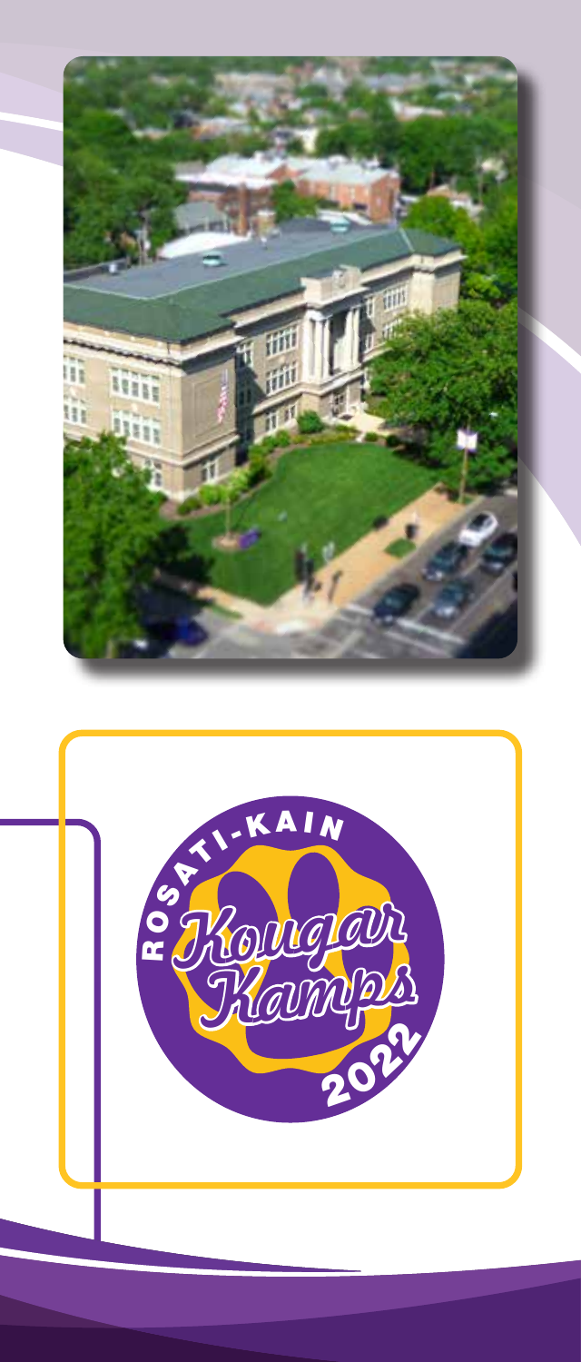ROSATI-KAIN

Kougar Kamps

2022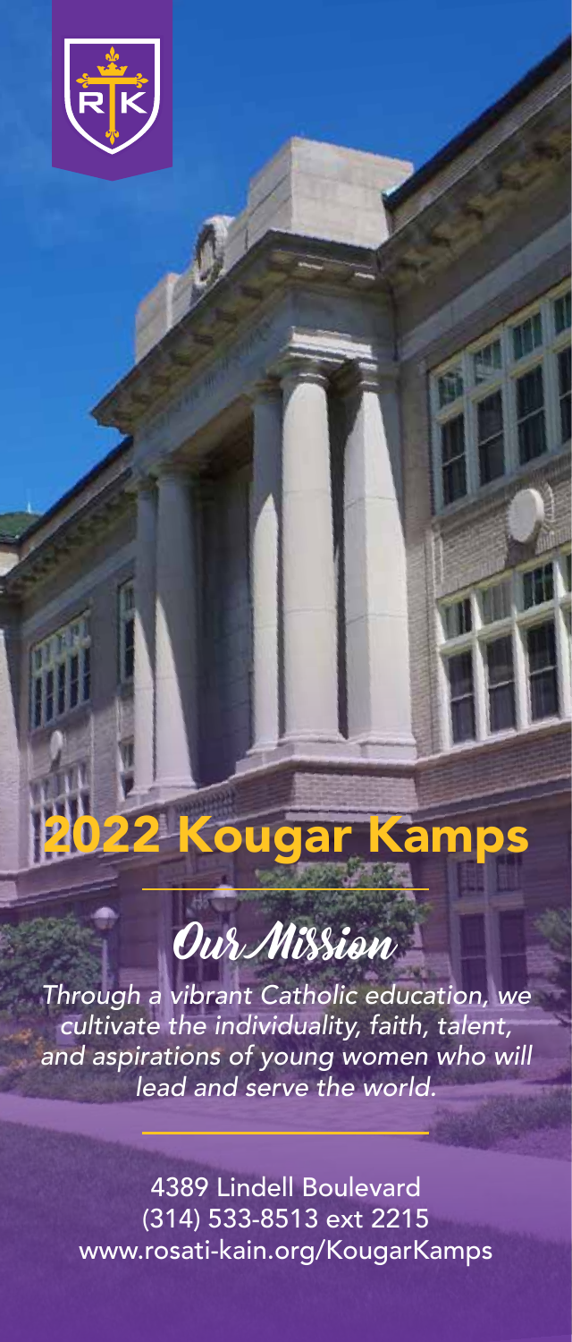# 2022 Kougar Kamps

## Our Mission

*Through a vibrant Catholic education, we cultivate the individuality, faith, talent, and aspirations of young women who will lead and serve the world.*

4389 Lindell Boulevard
(314) 533-8513 ext 2215
www.rosati-kain.org/KougarKamps